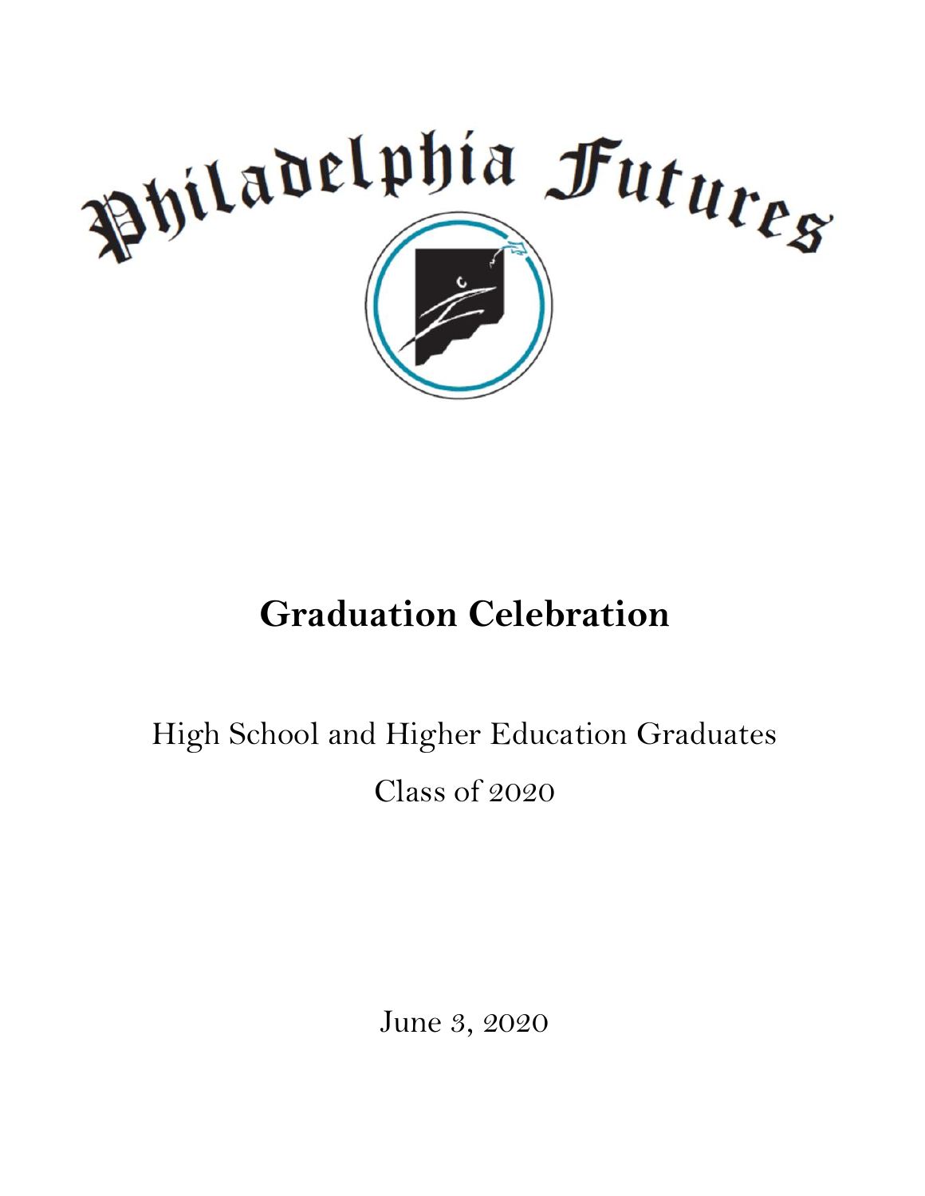# Philadelphia Futures

## Graduation Celebration

High School and Higher Education Graduates

Class of 2020

June 3, 2020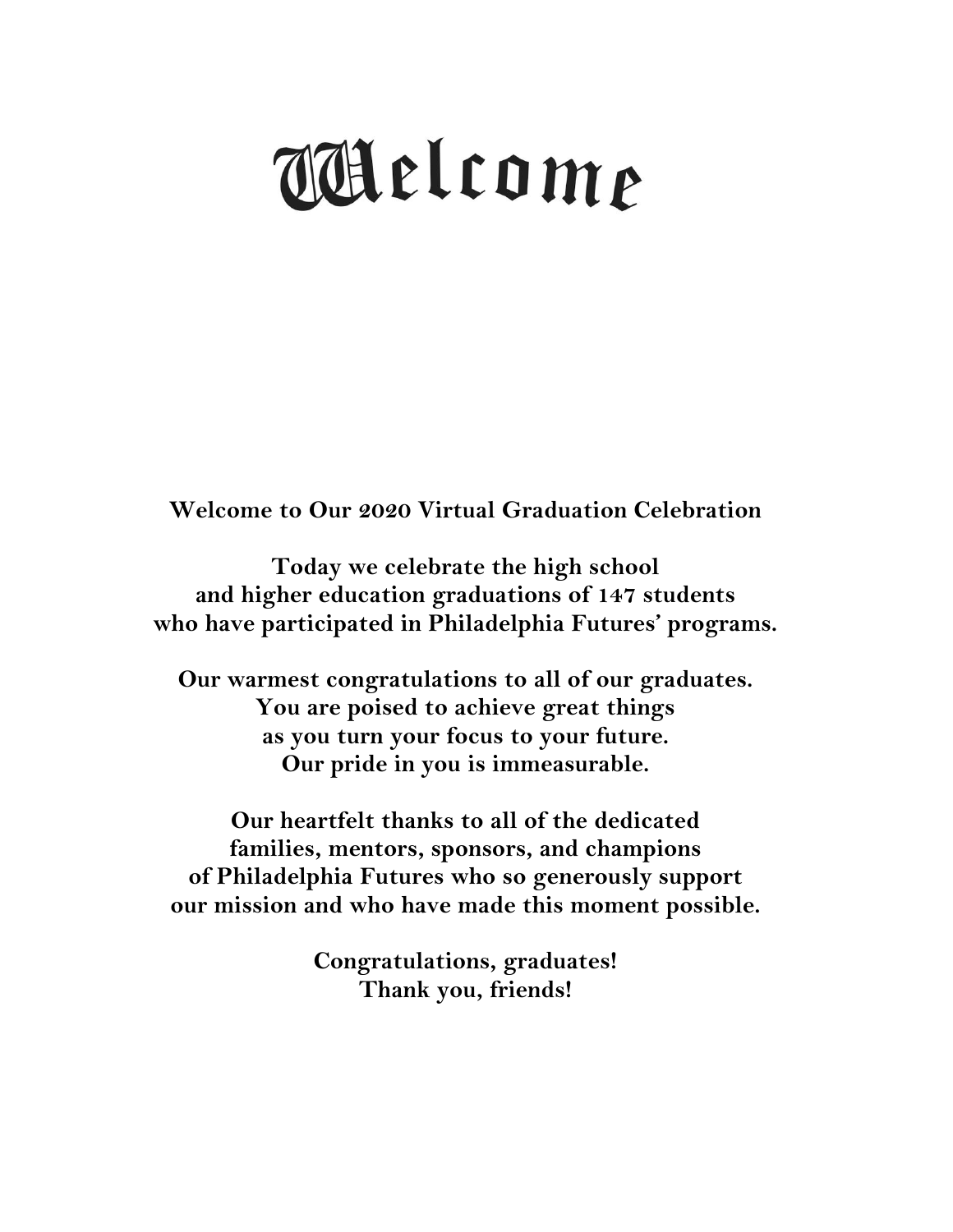# Welcome

**Welcome to Our 2020 Virtual Graduation Celebration**

**Today we celebrate the high school
and higher education graduations of 147 students
who have participated in Philadelphia Futures' programs.**

**Our warmest congratulations to all of our graduates.
You are poised to achieve great things
as you turn your focus to your future.
Our pride in you is immeasurable.**

**Our heartfelt thanks to all of the dedicated
families, mentors, sponsors, and champions
of Philadelphia Futures who so generously support
our mission and who have made this moment possible.**

**Congratulations, graduates!
Thank you, friends!**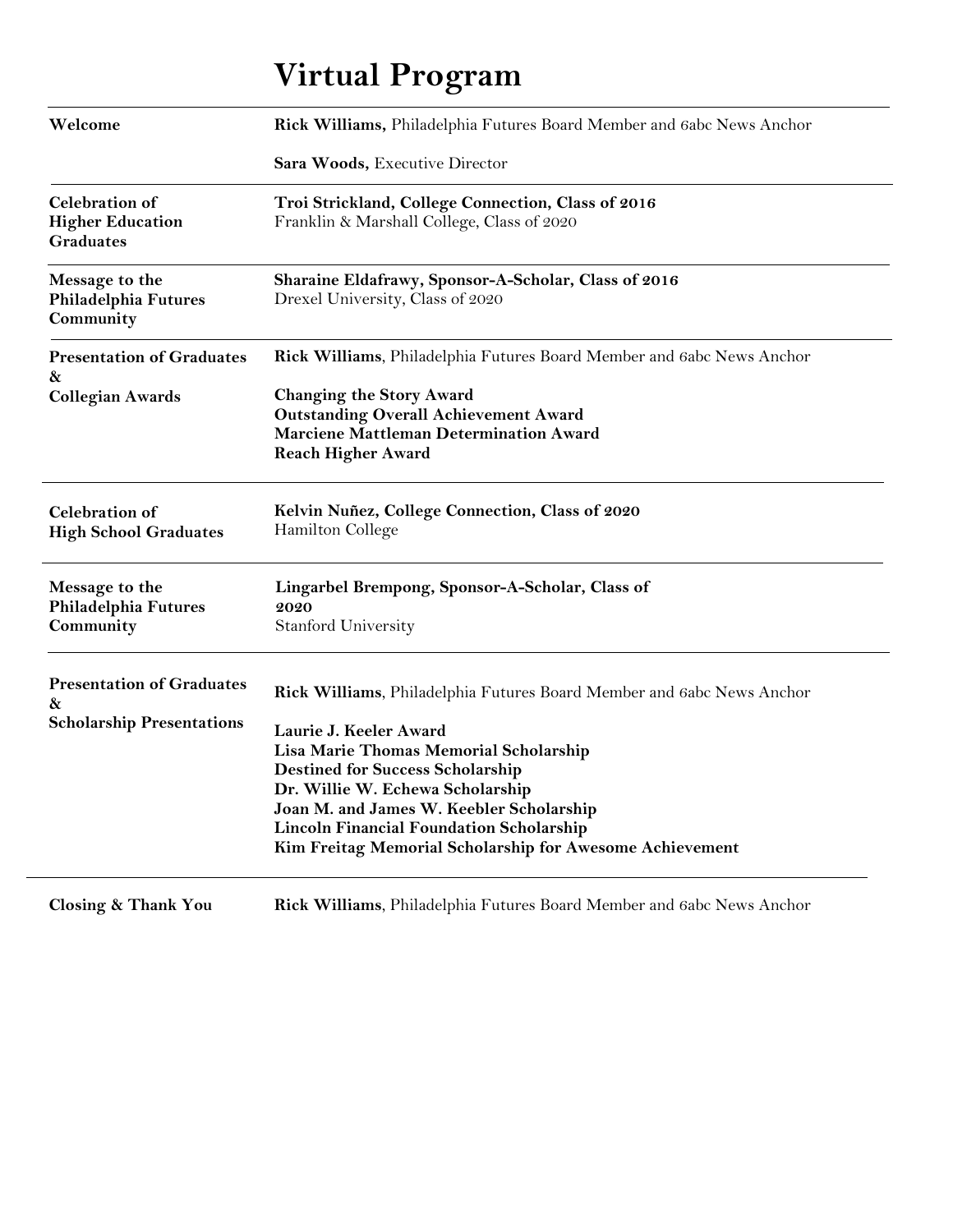# Virtual Program

| | |
|---|---|
| **Welcome** | **Rick Williams,** Philadelphia Futures Board Member and 6abc News Anchor<br><br>**Sara Woods,** Executive Director |
| **Celebration of Higher Education Graduates** | **Troi Strickland, College Connection, Class of 2016**<br>Franklin & Marshall College, Class of 2020 |
| **Message to the Philadelphia Futures Community** | **Sharaine Eldafrawy, Sponsor-A-Scholar, Class of 2016**<br>Drexel University, Class of 2020 |
| **Presentation of Graduates & Collegian Awards** | **Rick Williams**, Philadelphia Futures Board Member and 6abc News Anchor<br><br>**Changing the Story Award**<br>**Outstanding Overall Achievement Award**<br>**Marciene Mattleman Determination Award**<br>**Reach Higher Award** |
| **Celebration of High School Graduates** | **Kelvin Nuñez, College Connection, Class of 2020**<br>Hamilton College |
| **Message to the Philadelphia Futures Community** | **Lingarbel Brempong, Sponsor-A-Scholar, Class of 2020**<br>Stanford University |
| **Presentation of Graduates & Scholarship Presentations** | **Rick Williams**, Philadelphia Futures Board Member and 6abc News Anchor<br><br>**Laurie J. Keeler Award**<br>**Lisa Marie Thomas Memorial Scholarship**<br>**Destined for Success Scholarship**<br>**Dr. Willie W. Echewa Scholarship**<br>**Joan M. and James W. Keebler Scholarship**<br>**Lincoln Financial Foundation Scholarship**<br>**Kim Freitag Memorial Scholarship for Awesome Achievement** |
| **Closing & Thank You** | **Rick Williams**, Philadelphia Futures Board Member and 6abc News Anchor |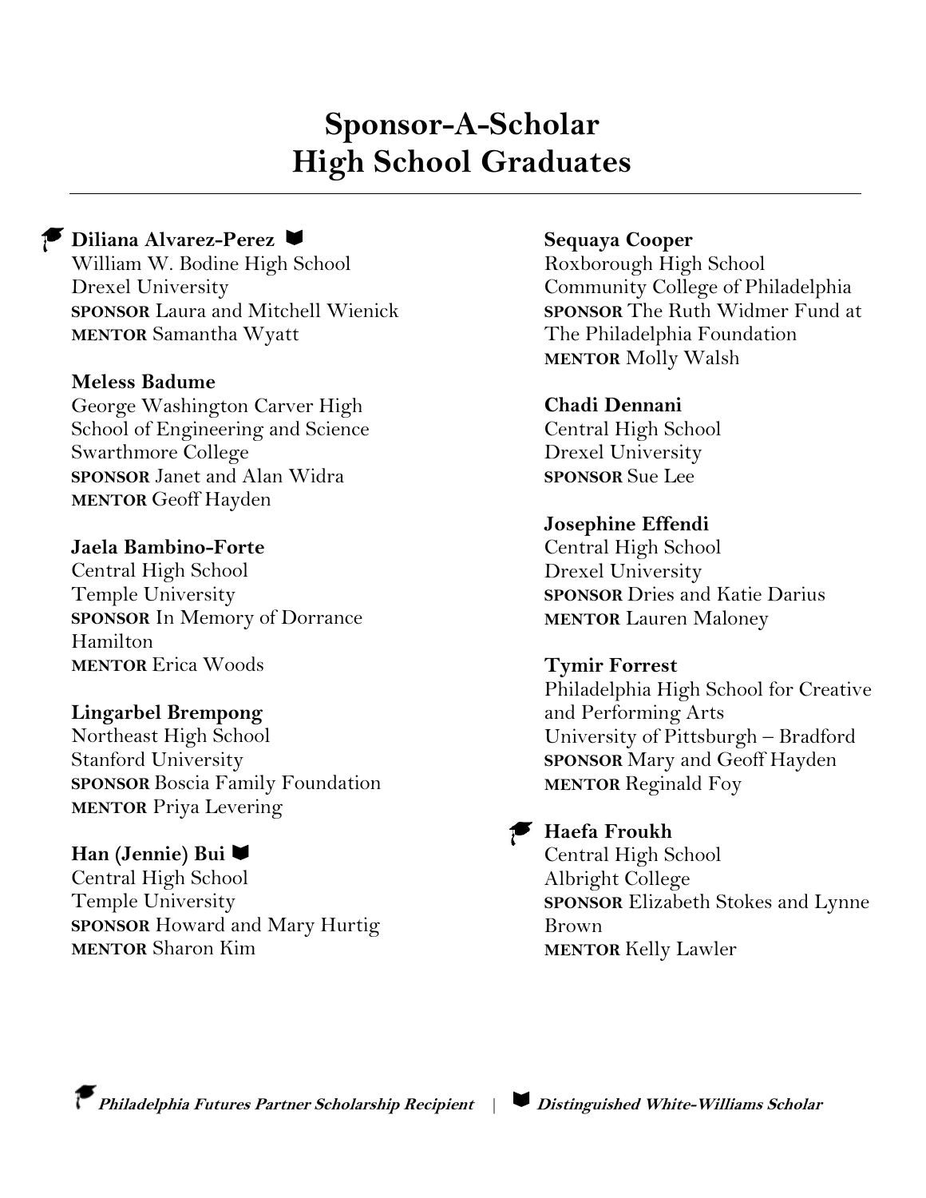# Sponsor-A-Scholar High School Graduates

🎓 **Diliana Alvarez-Perez** 📖
William W. Bodine High School
Drexel University
**SPONSOR** Laura and Mitchell Wienick
**MENTOR** Samantha Wyatt

**Meless Badume**
George Washington Carver High School of Engineering and Science
Swarthmore College
**SPONSOR** Janet and Alan Widra
**MENTOR** Geoff Hayden

**Jaela Bambino-Forte**
Central High School
Temple University
**SPONSOR** In Memory of Dorrance Hamilton
**MENTOR** Erica Woods

**Lingarbel Brempong**
Northeast High School
Stanford University
**SPONSOR** Boscia Family Foundation
**MENTOR** Priya Levering

**Han (Jennie) Bui** 📖
Central High School
Temple University
**SPONSOR** Howard and Mary Hurtig
**MENTOR** Sharon Kim

**Sequaya Cooper**
Roxborough High School
Community College of Philadelphia
**SPONSOR** The Ruth Widmer Fund at The Philadelphia Foundation
**MENTOR** Molly Walsh

**Chadi Dennani**
Central High School
Drexel University
**SPONSOR** Sue Lee

**Josephine Effendi**
Central High School
Drexel University
**SPONSOR** Dries and Katie Darius
**MENTOR** Lauren Maloney

**Tymir Forrest**
Philadelphia High School for Creative and Performing Arts
University of Pittsburgh – Bradford
**SPONSOR** Mary and Geoff Hayden
**MENTOR** Reginald Foy

🎓 **Haefa Froukh**
Central High School
Albright College
**SPONSOR** Elizabeth Stokes and Lynne Brown
**MENTOR** Kelly Lawler

🎓 ***Philadelphia Futures Partner Scholarship Recipient*** | 📖 ***Distinguished White-Williams Scholar***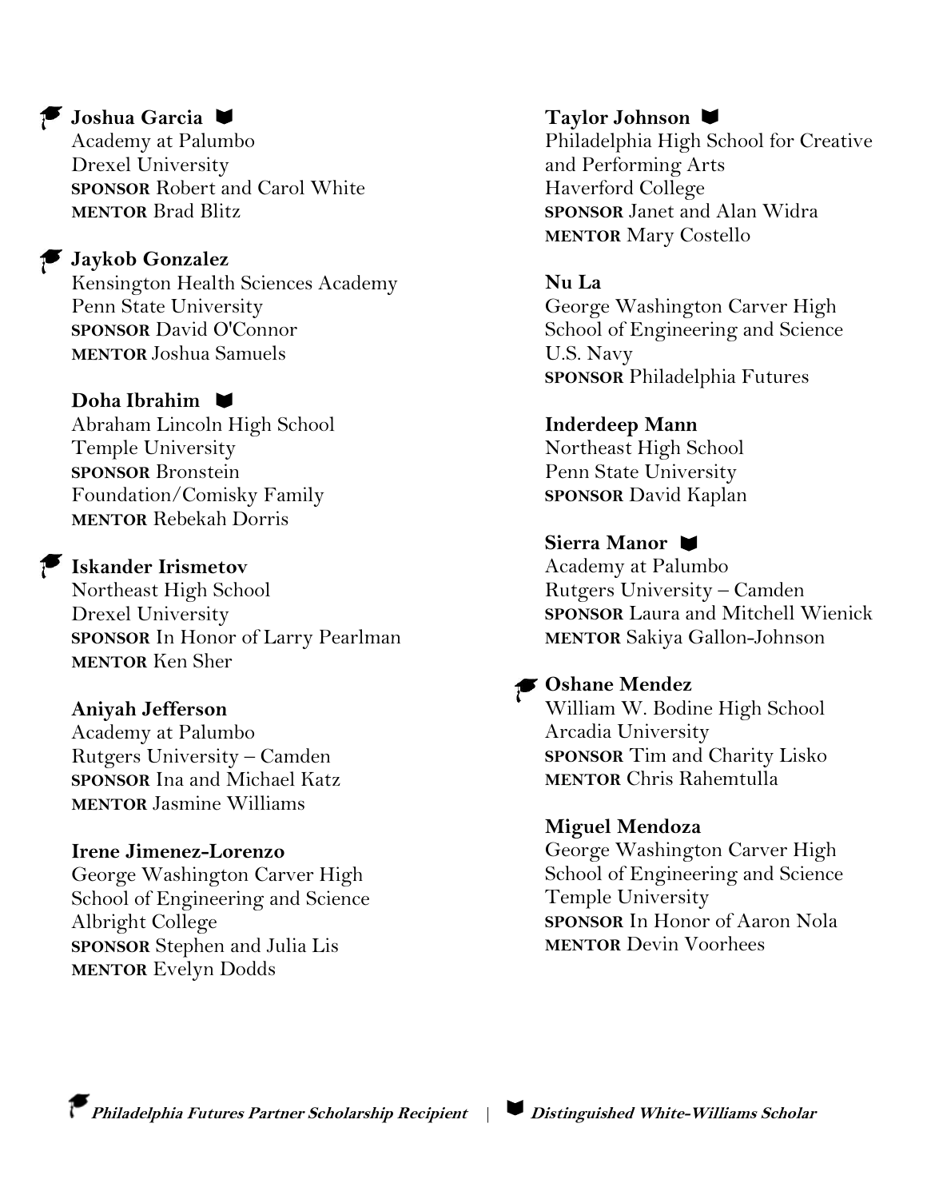🎓 **Joshua Garcia** 📖
Academy at Palumbo
Drexel University
**SPONSOR** Robert and Carol White
**MENTOR** Brad Blitz

🎓 **Jaykob Gonzalez**
Kensington Health Sciences Academy
Penn State University
**SPONSOR** David O'Connor
**MENTOR** Joshua Samuels

**Doha Ibrahim** 📖
Abraham Lincoln High School
Temple University
**SPONSOR** Bronstein Foundation/Comisky Family
**MENTOR** Rebekah Dorris

🎓 **Iskander Irismetov**
Northeast High School
Drexel University
**SPONSOR** In Honor of Larry Pearlman
**MENTOR** Ken Sher

**Aniyah Jefferson**
Academy at Palumbo
Rutgers University – Camden
**SPONSOR** Ina and Michael Katz
**MENTOR** Jasmine Williams

**Irene Jimenez-Lorenzo**
George Washington Carver High School of Engineering and Science
Albright College
**SPONSOR** Stephen and Julia Lis
**MENTOR** Evelyn Dodds

**Taylor Johnson** 📖
Philadelphia High School for Creative and Performing Arts
Haverford College
**SPONSOR** Janet and Alan Widra
**MENTOR** Mary Costello

**Nu La**
George Washington Carver High School of Engineering and Science
U.S. Navy
**SPONSOR** Philadelphia Futures

**Inderdeep Mann**
Northeast High School
Penn State University
**SPONSOR** David Kaplan

**Sierra Manor** 📖
Academy at Palumbo
Rutgers University – Camden
**SPONSOR** Laura and Mitchell Wienick
**MENTOR** Sakiya Gallon-Johnson

🎓 **Oshane Mendez**
William W. Bodine High School
Arcadia University
**SPONSOR** Tim and Charity Lisko
**MENTOR** Chris Rahemtulla

**Miguel Mendoza**
George Washington Carver High School of Engineering and Science
Temple University
**SPONSOR** In Honor of Aaron Nola
**MENTOR** Devin Voorhees

🎓 ***Philadelphia Futures Partner Scholarship Recipient*** | 📖 ***Distinguished White-Williams Scholar***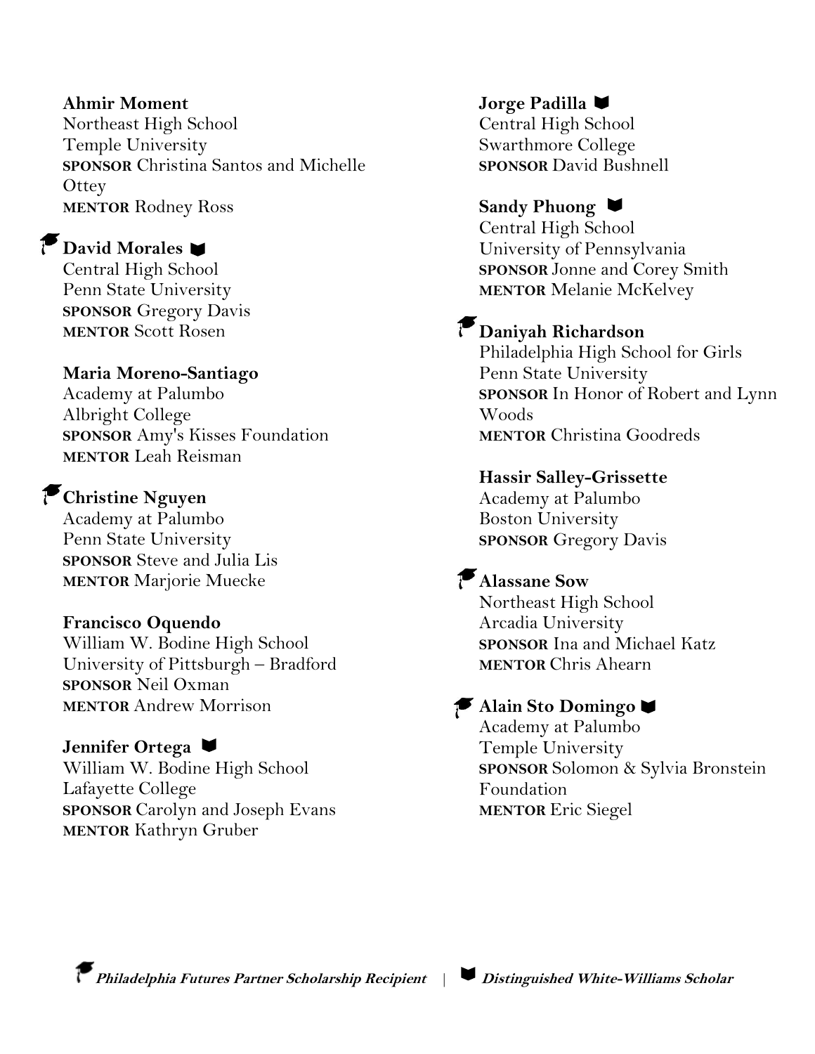**Ahmir Moment**
Northeast High School
Temple University
**SPONSOR** Christina Santos and Michelle Ottey
**MENTOR** Rodney Ross

🎓 **David Morales** 📖
Central High School
Penn State University
**SPONSOR** Gregory Davis
**MENTOR** Scott Rosen

**Maria Moreno-Santiago**
Academy at Palumbo
Albright College
**SPONSOR** Amy's Kisses Foundation
**MENTOR** Leah Reisman

🎓 **Christine Nguyen**
Academy at Palumbo
Penn State University
**SPONSOR** Steve and Julia Lis
**MENTOR** Marjorie Muecke

**Francisco Oquendo**
William W. Bodine High School
University of Pittsburgh – Bradford
**SPONSOR** Neil Oxman
**MENTOR** Andrew Morrison

**Jennifer Ortega** 📖
William W. Bodine High School
Lafayette College
**SPONSOR** Carolyn and Joseph Evans
**MENTOR** Kathryn Gruber

**Jorge Padilla** 📖
Central High School
Swarthmore College
**SPONSOR** David Bushnell

**Sandy Phuong** 📖
Central High School
University of Pennsylvania
**SPONSOR** Jonne and Corey Smith
**MENTOR** Melanie McKelvey

🎓 **Daniyah Richardson**
Philadelphia High School for Girls
Penn State University
**SPONSOR** In Honor of Robert and Lynn Woods
**MENTOR** Christina Goodreds

**Hassir Salley-Grissette**
Academy at Palumbo
Boston University
**SPONSOR** Gregory Davis

🎓 **Alassane Sow**
Northeast High School
Arcadia University
**SPONSOR** Ina and Michael Katz
**MENTOR** Chris Ahearn

🎓 **Alain Sto Domingo** 📖
Academy at Palumbo
Temple University
**SPONSOR** Solomon & Sylvia Bronstein Foundation
**MENTOR** Eric Siegel

🎓 ***Philadelphia Futures Partner Scholarship Recipient*** | 📖 ***Distinguished White-Williams Scholar***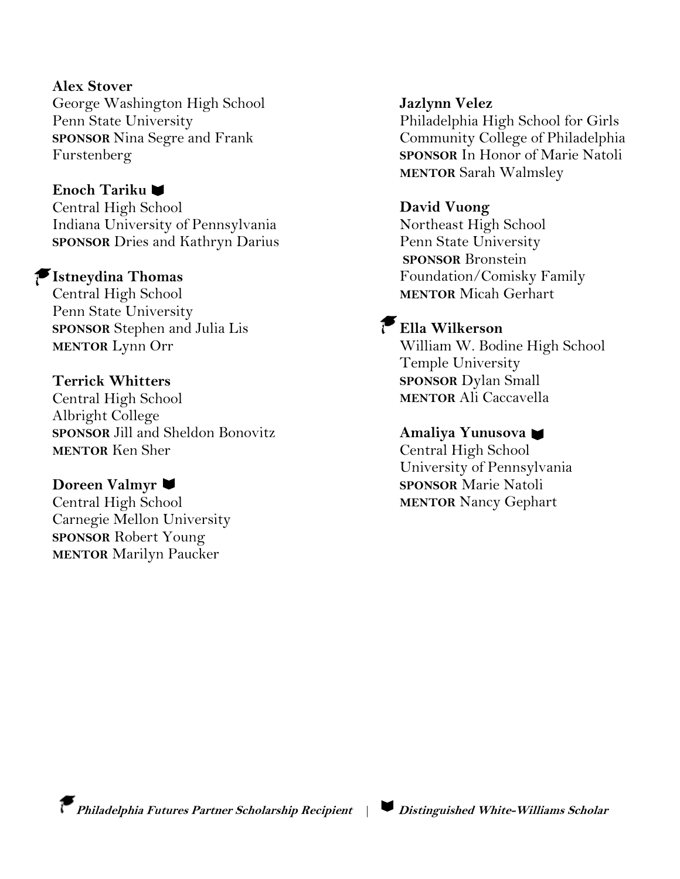**Alex Stover**
George Washington High School
Penn State University
**SPONSOR** Nina Segre and Frank Furstenberg

**Enoch Tariku** 📘
Central High School
Indiana University of Pennsylvania
**SPONSOR** Dries and Kathryn Darius

🎓**Istneydina Thomas**
Central High School
Penn State University
**SPONSOR** Stephen and Julia Lis
**MENTOR** Lynn Orr

**Terrick Whitters**
Central High School
Albright College
**SPONSOR** Jill and Sheldon Bonovitz
**MENTOR** Ken Sher

**Doreen Valmyr** 📘
Central High School
Carnegie Mellon University
**SPONSOR** Robert Young
**MENTOR** Marilyn Paucker

**Jazlynn Velez**
Philadelphia High School for Girls
Community College of Philadelphia
**SPONSOR** In Honor of Marie Natoli
**MENTOR** Sarah Walmsley

**David Vuong**
Northeast High School
Penn State University
**SPONSOR** Bronstein Foundation/Comisky Family
**MENTOR** Micah Gerhart

🎓**Ella Wilkerson**
William W. Bodine High School
Temple University
**SPONSOR** Dylan Small
**MENTOR** Ali Caccavella

**Amaliya Yunusova** 📘
Central High School
University of Pennsylvania
**SPONSOR** Marie Natoli
**MENTOR** Nancy Gephart

🎓 ***Philadelphia Futures Partner Scholarship Recipient*** | 📘 ***Distinguished White-Williams Scholar***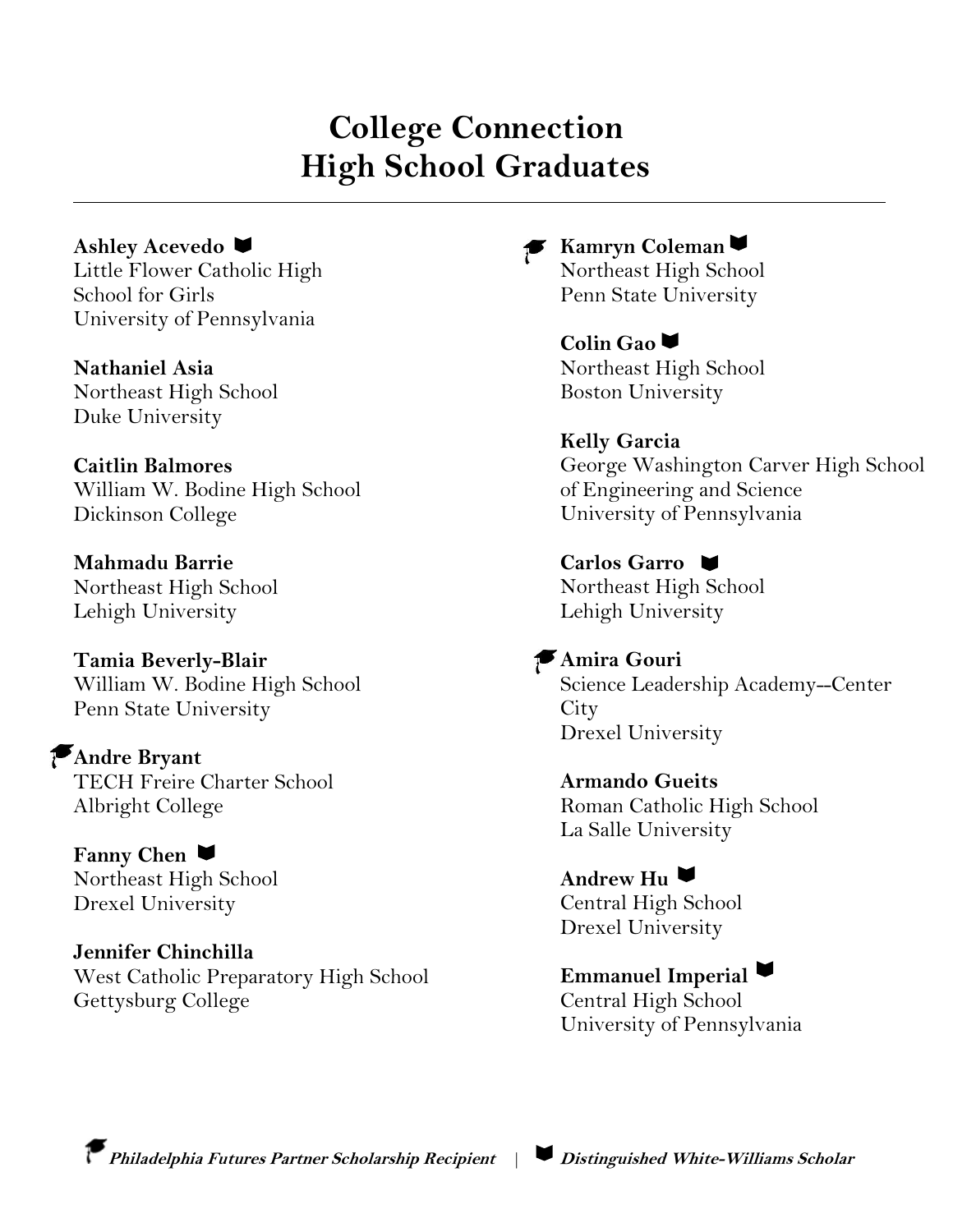# College Connection
# High School Graduates

---

**Ashley Acevedo** 📖
Little Flower Catholic High School for Girls
University of Pennsylvania

**Nathaniel Asia**
Northeast High School
Duke University

**Caitlin Balmores**
William W. Bodine High School
Dickinson College

**Mahmadu Barrie**
Northeast High School
Lehigh University

**Tamia Beverly-Blair**
William W. Bodine High School
Penn State University

🎓 **Andre Bryant**
TECH Freire Charter School
Albright College

**Fanny Chen** 📖
Northeast High School
Drexel University

**Jennifer Chinchilla**
West Catholic Preparatory High School
Gettysburg College

🎓 **Kamryn Coleman** 📖
Northeast High School
Penn State University

**Colin Gao** 📖
Northeast High School
Boston University

**Kelly Garcia**
George Washington Carver High School of Engineering and Science
University of Pennsylvania

**Carlos Garro** 📖
Northeast High School
Lehigh University

🎓 **Amira Gouri**
Science Leadership Academy--Center City
Drexel University

**Armando Gueits**
Roman Catholic High School
La Salle University

**Andrew Hu** 📖
Central High School
Drexel University

**Emmanuel Imperial** 📖
Central High School
University of Pennsylvania

🎓 ***Philadelphia Futures Partner Scholarship Recipient*** | 📖 ***Distinguished White-Williams Scholar***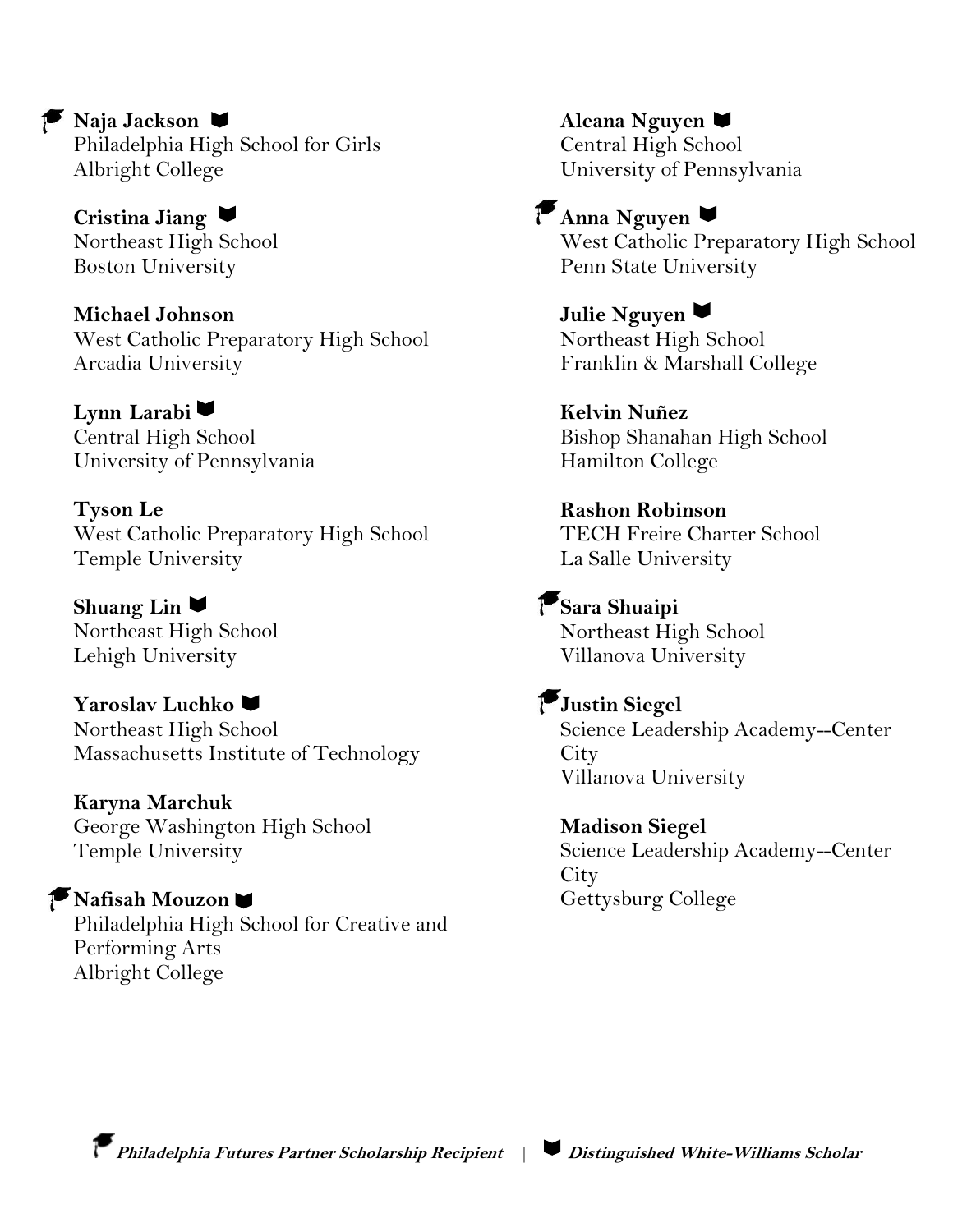🎓 **Naja Jackson** 📖
Philadelphia High School for Girls
Albright College

**Cristina Jiang** 📖
Northeast High School
Boston University

**Michael Johnson**
West Catholic Preparatory High School
Arcadia University

**Lynn Larabi** 📖
Central High School
University of Pennsylvania

**Tyson Le**
West Catholic Preparatory High School
Temple University

**Shuang Lin** 📖
Northeast High School
Lehigh University

**Yaroslav Luchko** 📖
Northeast High School
Massachusetts Institute of Technology

**Karyna Marchuk**
George Washington High School
Temple University

🎓 **Nafisah Mouzon** 📖
Philadelphia High School for Creative and Performing Arts
Albright College

**Aleana Nguyen** 📖
Central High School
University of Pennsylvania

🎓 **Anna Nguyen** 📖
West Catholic Preparatory High School
Penn State University

**Julie Nguyen** 📖
Northeast High School
Franklin & Marshall College

**Kelvin Nuñez**
Bishop Shanahan High School
Hamilton College

**Rashon Robinson**
TECH Freire Charter School
La Salle University

🎓 **Sara Shuaipi**
Northeast High School
Villanova University

🎓 **Justin Siegel**
Science Leadership Academy--Center City
Villanova University

**Madison Siegel**
Science Leadership Academy--Center City
Gettysburg College

🎓 ***Philadelphia Futures Partner Scholarship Recipient*** | 📖 ***Distinguished White-Williams Scholar***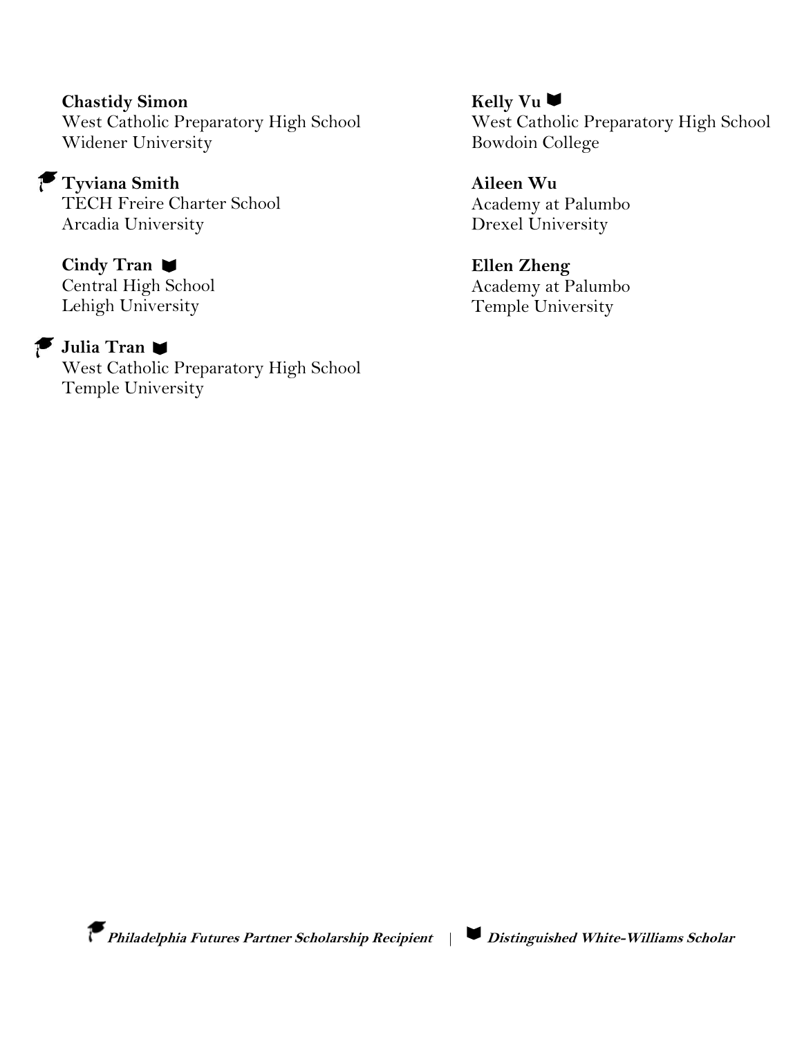**Chastidy Simon**
West Catholic Preparatory High School
Widener University

🎓 **Tyviana Smith**
TECH Freire Charter School
Arcadia University

**Cindy Tran** 📖
Central High School
Lehigh University

🎓 **Julia Tran** 📖
West Catholic Preparatory High School
Temple University

**Kelly Vu** 📖
West Catholic Preparatory High School
Bowdoin College

**Aileen Wu**
Academy at Palumbo
Drexel University

**Ellen Zheng**
Academy at Palumbo
Temple University

🎓 ***Philadelphia Futures Partner Scholarship Recipient*** | 📖 ***Distinguished White-Williams Scholar***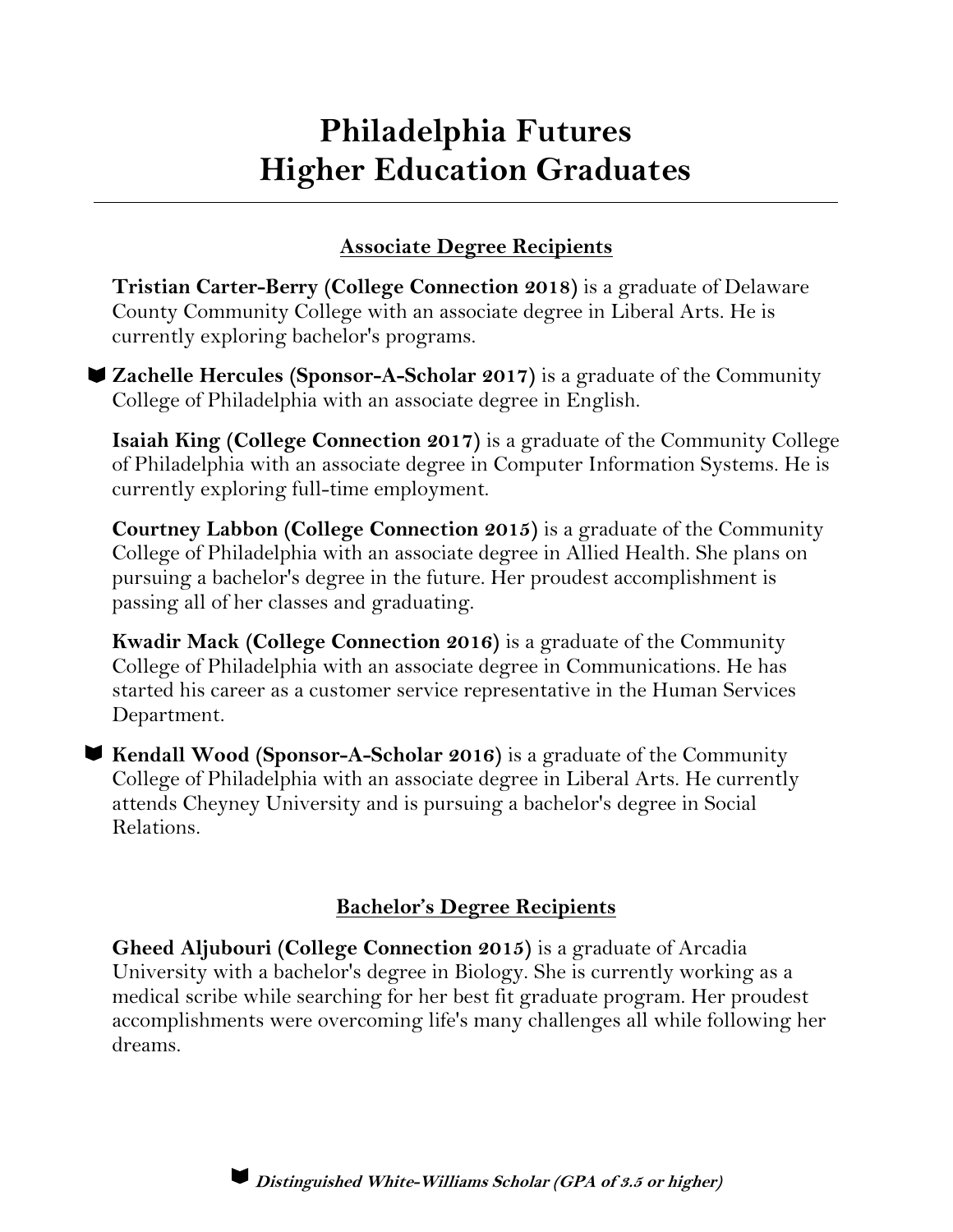# Philadelphia Futures Higher Education Graduates

## Associate Degree Recipients

**Tristian Carter-Berry (College Connection 2018)** is a graduate of Delaware County Community College with an associate degree in Liberal Arts. He is currently exploring bachelor's programs.

📖 **Zachelle Hercules (Sponsor-A-Scholar 2017)** is a graduate of the Community College of Philadelphia with an associate degree in English.

**Isaiah King (College Connection 2017)** is a graduate of the Community College of Philadelphia with an associate degree in Computer Information Systems. He is currently exploring full-time employment.

**Courtney Labbon (College Connection 2015)** is a graduate of the Community College of Philadelphia with an associate degree in Allied Health. She plans on pursuing a bachelor's degree in the future. Her proudest accomplishment is passing all of her classes and graduating.

**Kwadir Mack (College Connection 2016)** is a graduate of the Community College of Philadelphia with an associate degree in Communications. He has started his career as a customer service representative in the Human Services Department.

📖 **Kendall Wood (Sponsor-A-Scholar 2016)** is a graduate of the Community College of Philadelphia with an associate degree in Liberal Arts. He currently attends Cheyney University and is pursuing a bachelor's degree in Social Relations.

## Bachelor's Degree Recipients

**Gheed Aljubouri (College Connection 2015)** is a graduate of Arcadia University with a bachelor's degree in Biology. She is currently working as a medical scribe while searching for her best fit graduate program. Her proudest accomplishments were overcoming life's many challenges all while following her dreams.

📖 ***Distinguished White-Williams Scholar (GPA of 3.5 or higher)***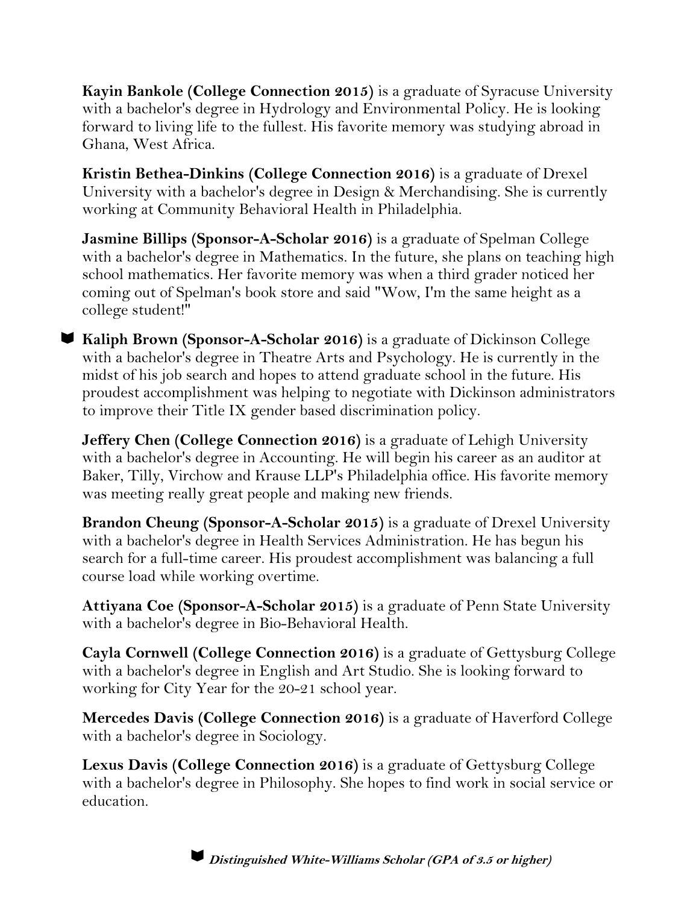**Kayin Bankole (College Connection 2015)** is a graduate of Syracuse University with a bachelor's degree in Hydrology and Environmental Policy. He is looking forward to living life to the fullest. His favorite memory was studying abroad in Ghana, West Africa.

**Kristin Bethea-Dinkins (College Connection 2016)** is a graduate of Drexel University with a bachelor's degree in Design & Merchandising. She is currently working at Community Behavioral Health in Philadelphia.

**Jasmine Billips (Sponsor-A-Scholar 2016)** is a graduate of Spelman College with a bachelor's degree in Mathematics. In the future, she plans on teaching high school mathematics. Her favorite memory was when a third grader noticed her coming out of Spelman's book store and said "Wow, I'm the same height as a college student!"

📖 **Kaliph Brown (Sponsor-A-Scholar 2016)** is a graduate of Dickinson College with a bachelor's degree in Theatre Arts and Psychology. He is currently in the midst of his job search and hopes to attend graduate school in the future. His proudest accomplishment was helping to negotiate with Dickinson administrators to improve their Title IX gender based discrimination policy.

**Jeffery Chen (College Connection 2016)** is a graduate of Lehigh University with a bachelor's degree in Accounting. He will begin his career as an auditor at Baker, Tilly, Virchow and Krause LLP's Philadelphia office. His favorite memory was meeting really great people and making new friends.

**Brandon Cheung (Sponsor-A-Scholar 2015)** is a graduate of Drexel University with a bachelor's degree in Health Services Administration. He has begun his search for a full-time career. His proudest accomplishment was balancing a full course load while working overtime.

**Attiyana Coe (Sponsor-A-Scholar 2015)** is a graduate of Penn State University with a bachelor's degree in Bio-Behavioral Health.

**Cayla Cornwell (College Connection 2016)** is a graduate of Gettysburg College with a bachelor's degree in English and Art Studio. She is looking forward to working for City Year for the 20-21 school year.

**Mercedes Davis (College Connection 2016)** is a graduate of Haverford College with a bachelor's degree in Sociology.

**Lexus Davis (College Connection 2016)** is a graduate of Gettysburg College with a bachelor's degree in Philosophy. She hopes to find work in social service or education.

📖 ***Distinguished White-Williams Scholar (GPA of 3.5 or higher)***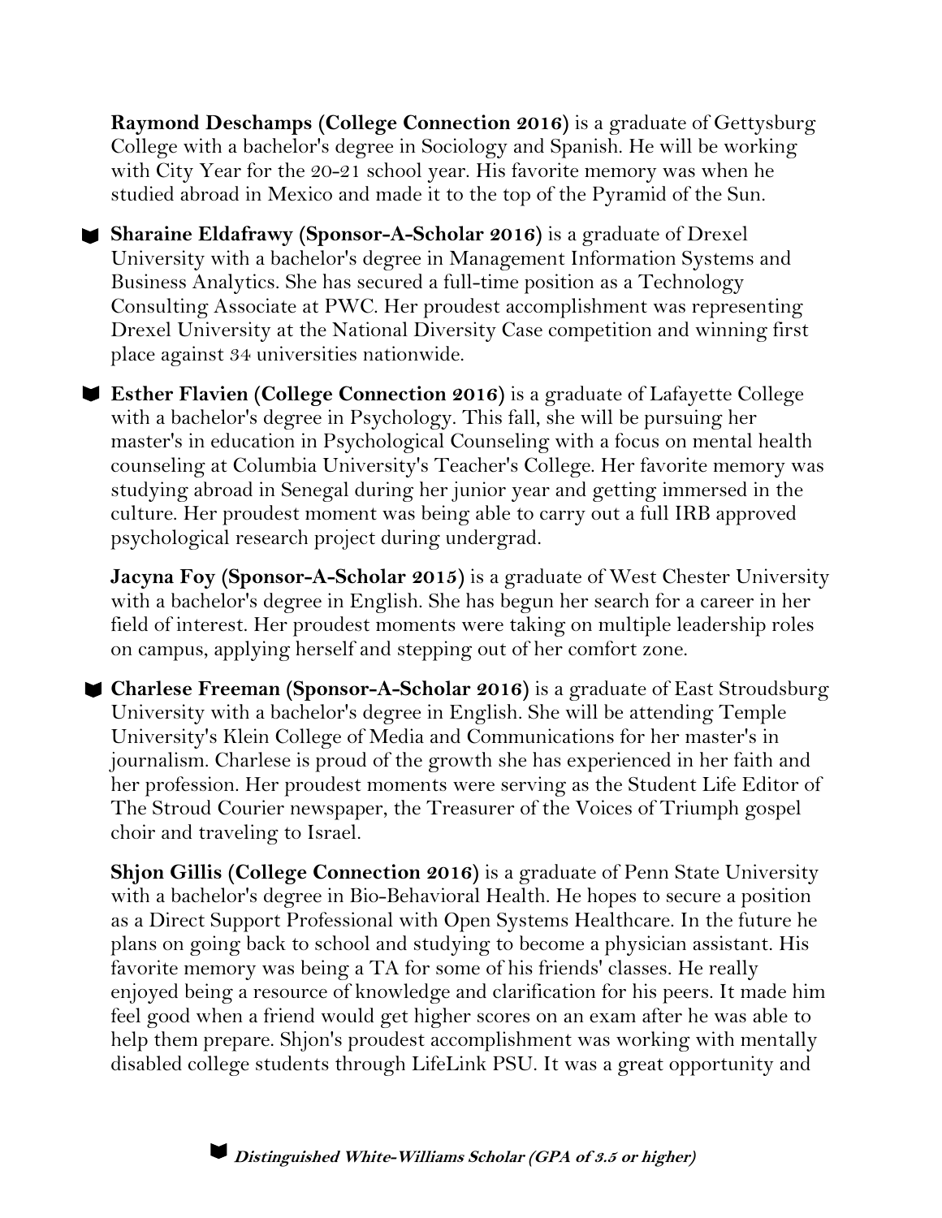**Raymond Deschamps (College Connection 2016)** is a graduate of Gettysburg College with a bachelor's degree in Sociology and Spanish. He will be working with City Year for the 20-21 school year. His favorite memory was when he studied abroad in Mexico and made it to the top of the Pyramid of the Sun.

**Sharaine Eldafrawy (Sponsor-A-Scholar 2016)** is a graduate of Drexel University with a bachelor's degree in Management Information Systems and Business Analytics. She has secured a full-time position as a Technology Consulting Associate at PWC. Her proudest accomplishment was representing Drexel University at the National Diversity Case competition and winning first place against 34 universities nationwide.

**Esther Flavien (College Connection 2016)** is a graduate of Lafayette College with a bachelor's degree in Psychology. This fall, she will be pursuing her master's in education in Psychological Counseling with a focus on mental health counseling at Columbia University's Teacher's College. Her favorite memory was studying abroad in Senegal during her junior year and getting immersed in the culture. Her proudest moment was being able to carry out a full IRB approved psychological research project during undergrad.

**Jacyna Foy (Sponsor-A-Scholar 2015)** is a graduate of West Chester University with a bachelor's degree in English. She has begun her search for a career in her field of interest. Her proudest moments were taking on multiple leadership roles on campus, applying herself and stepping out of her comfort zone.

**Charlese Freeman (Sponsor-A-Scholar 2016)** is a graduate of East Stroudsburg University with a bachelor's degree in English. She will be attending Temple University's Klein College of Media and Communications for her master's in journalism. Charlese is proud of the growth she has experienced in her faith and her profession. Her proudest moments were serving as the Student Life Editor of The Stroud Courier newspaper, the Treasurer of the Voices of Triumph gospel choir and traveling to Israel.

**Shjon Gillis (College Connection 2016)** is a graduate of Penn State University with a bachelor's degree in Bio-Behavioral Health. He hopes to secure a position as a Direct Support Professional with Open Systems Healthcare. In the future he plans on going back to school and studying to become a physician assistant. His favorite memory was being a TA for some of his friends' classes. He really enjoyed being a resource of knowledge and clarification for his peers. It made him feel good when a friend would get higher scores on an exam after he was able to help them prepare. Shjon's proudest accomplishment was working with mentally disabled college students through LifeLink PSU. It was a great opportunity and

***Distinguished White-Williams Scholar (GPA of 3.5 or higher)***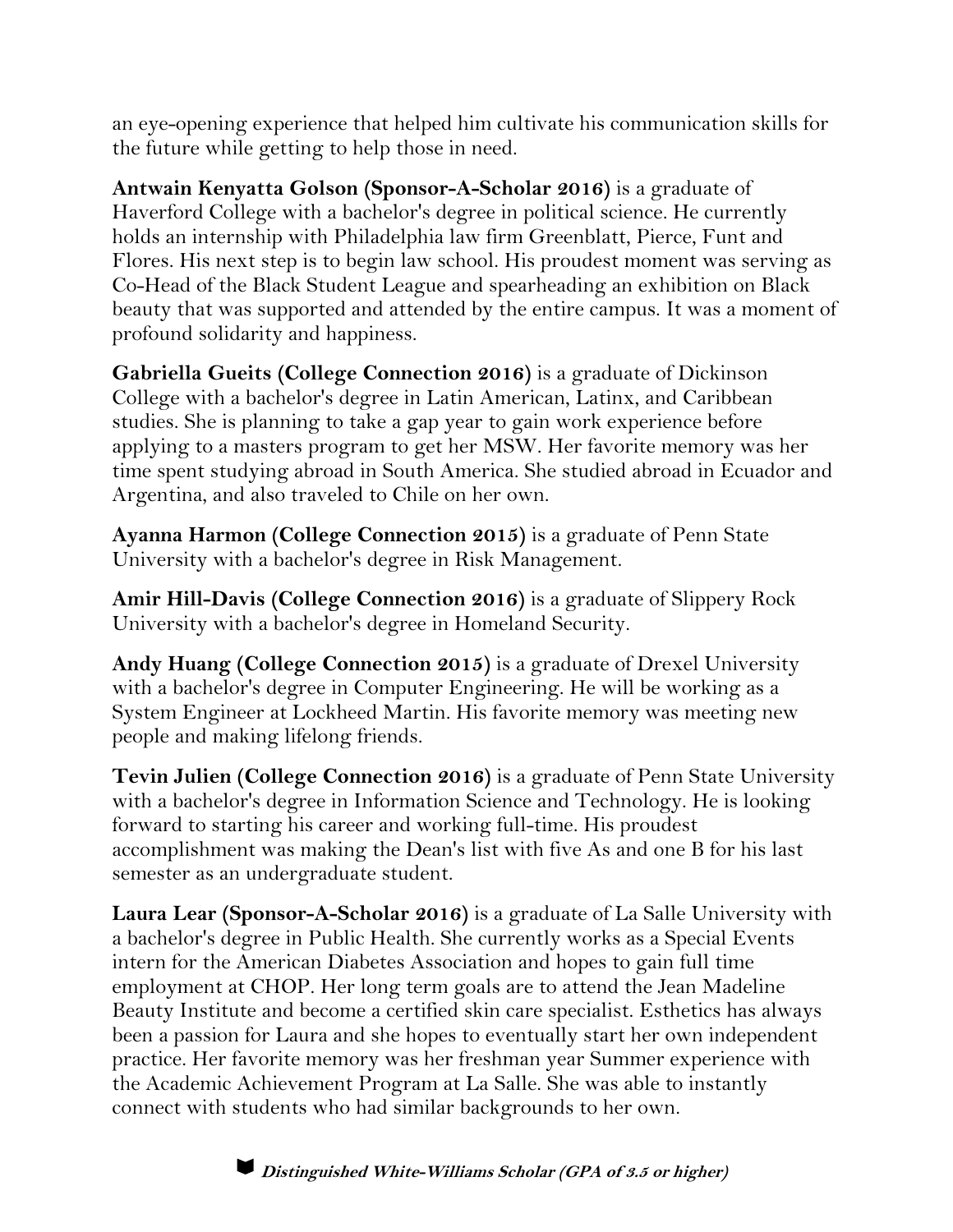an eye-opening experience that helped him cultivate his communication skills for the future while getting to help those in need.

**Antwain Kenyatta Golson (Sponsor-A-Scholar 2016)** is a graduate of Haverford College with a bachelor's degree in political science. He currently holds an internship with Philadelphia law firm Greenblatt, Pierce, Funt and Flores. His next step is to begin law school. His proudest moment was serving as Co-Head of the Black Student League and spearheading an exhibition on Black beauty that was supported and attended by the entire campus. It was a moment of profound solidarity and happiness.

**Gabriella Gueits (College Connection 2016)** is a graduate of Dickinson College with a bachelor's degree in Latin American, Latinx, and Caribbean studies. She is planning to take a gap year to gain work experience before applying to a masters program to get her MSW. Her favorite memory was her time spent studying abroad in South America. She studied abroad in Ecuador and Argentina, and also traveled to Chile on her own.

**Ayanna Harmon (College Connection 2015)** is a graduate of Penn State University with a bachelor's degree in Risk Management.

**Amir Hill-Davis (College Connection 2016)** is a graduate of Slippery Rock University with a bachelor's degree in Homeland Security.

**Andy Huang (College Connection 2015)** is a graduate of Drexel University with a bachelor's degree in Computer Engineering. He will be working as a System Engineer at Lockheed Martin. His favorite memory was meeting new people and making lifelong friends.

**Tevin Julien (College Connection 2016)** is a graduate of Penn State University with a bachelor's degree in Information Science and Technology. He is looking forward to starting his career and working full-time. His proudest accomplishment was making the Dean's list with five As and one B for his last semester as an undergraduate student.

**Laura Lear (Sponsor-A-Scholar 2016)** is a graduate of La Salle University with a bachelor's degree in Public Health. She currently works as a Special Events intern for the American Diabetes Association and hopes to gain full time employment at CHOP. Her long term goals are to attend the Jean Madeline Beauty Institute and become a certified skin care specialist. Esthetics has always been a passion for Laura and she hopes to eventually start her own independent practice. Her favorite memory was her freshman year Summer experience with the Academic Achievement Program at La Salle. She was able to instantly connect with students who had similar backgrounds to her own.

***Distinguished White-Williams Scholar (GPA of 3.5 or higher)***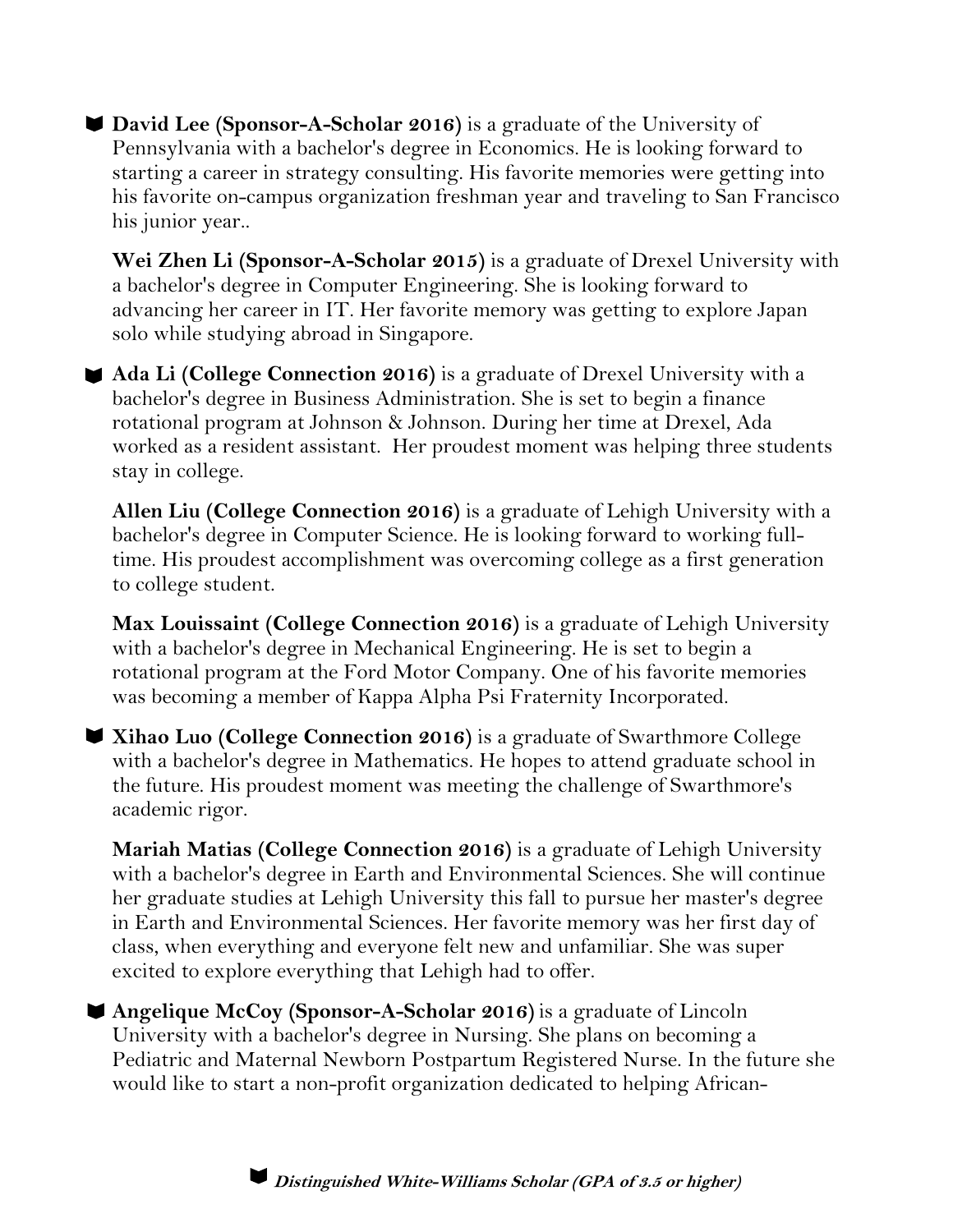🎓 **David Lee (Sponsor-A-Scholar 2016)** is a graduate of the University of Pennsylvania with a bachelor's degree in Economics. He is looking forward to starting a career in strategy consulting. His favorite memories were getting into his favorite on-campus organization freshman year and traveling to San Francisco his junior year..

**Wei Zhen Li (Sponsor-A-Scholar 2015)** is a graduate of Drexel University with a bachelor's degree in Computer Engineering. She is looking forward to advancing her career in IT. Her favorite memory was getting to explore Japan solo while studying abroad in Singapore.

🎓 **Ada Li (College Connection 2016)** is a graduate of Drexel University with a bachelor's degree in Business Administration. She is set to begin a finance rotational program at Johnson & Johnson. During her time at Drexel, Ada worked as a resident assistant. Her proudest moment was helping three students stay in college.

**Allen Liu (College Connection 2016)** is a graduate of Lehigh University with a bachelor's degree in Computer Science. He is looking forward to working full-time. His proudest accomplishment was overcoming college as a first generation to college student.

**Max Louissaint (College Connection 2016)** is a graduate of Lehigh University with a bachelor's degree in Mechanical Engineering. He is set to begin a rotational program at the Ford Motor Company. One of his favorite memories was becoming a member of Kappa Alpha Psi Fraternity Incorporated.

🎓 **Xihao Luo (College Connection 2016)** is a graduate of Swarthmore College with a bachelor's degree in Mathematics. He hopes to attend graduate school in the future. His proudest moment was meeting the challenge of Swarthmore's academic rigor.

**Mariah Matias (College Connection 2016)** is a graduate of Lehigh University with a bachelor's degree in Earth and Environmental Sciences. She will continue her graduate studies at Lehigh University this fall to pursue her master's degree in Earth and Environmental Sciences. Her favorite memory was her first day of class, when everything and everyone felt new and unfamiliar. She was super excited to explore everything that Lehigh had to offer.

🎓 **Angelique McCoy (Sponsor-A-Scholar 2016)** is a graduate of Lincoln University with a bachelor's degree in Nursing. She plans on becoming a Pediatric and Maternal Newborn Postpartum Registered Nurse. In the future she would like to start a non-profit organization dedicated to helping African-

🎓 ***Distinguished White-Williams Scholar (GPA of 3.5 or higher)***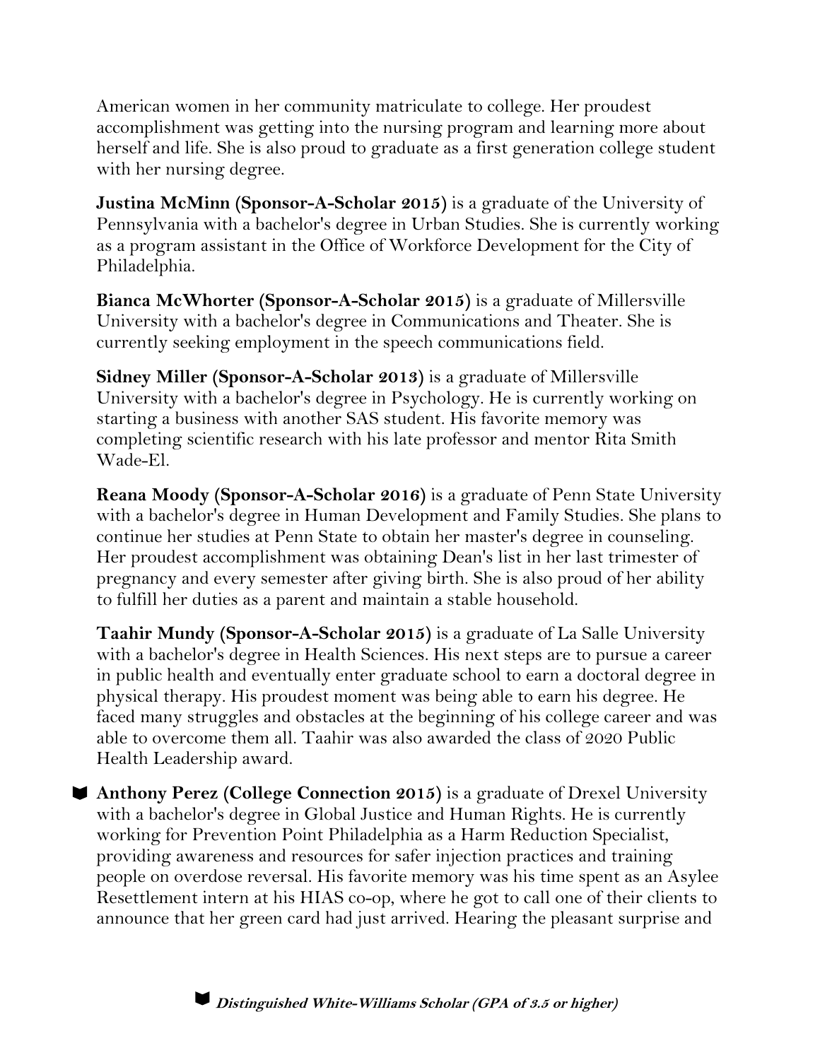American women in her community matriculate to college. Her proudest accomplishment was getting into the nursing program and learning more about herself and life. She is also proud to graduate as a first generation college student with her nursing degree.

**Justina McMinn (Sponsor-A-Scholar 2015)** is a graduate of the University of Pennsylvania with a bachelor's degree in Urban Studies. She is currently working as a program assistant in the Office of Workforce Development for the City of Philadelphia.

**Bianca McWhorter (Sponsor-A-Scholar 2015)** is a graduate of Millersville University with a bachelor's degree in Communications and Theater. She is currently seeking employment in the speech communications field.

**Sidney Miller (Sponsor-A-Scholar 2013)** is a graduate of Millersville University with a bachelor's degree in Psychology. He is currently working on starting a business with another SAS student. His favorite memory was completing scientific research with his late professor and mentor Rita Smith Wade-El.

**Reana Moody (Sponsor-A-Scholar 2016)** is a graduate of Penn State University with a bachelor's degree in Human Development and Family Studies. She plans to continue her studies at Penn State to obtain her master's degree in counseling. Her proudest accomplishment was obtaining Dean's list in her last trimester of pregnancy and every semester after giving birth. She is also proud of her ability to fulfill her duties as a parent and maintain a stable household.

**Taahir Mundy (Sponsor-A-Scholar 2015)** is a graduate of La Salle University with a bachelor's degree in Health Sciences. His next steps are to pursue a career in public health and eventually enter graduate school to earn a doctoral degree in physical therapy. His proudest moment was being able to earn his degree. He faced many struggles and obstacles at the beginning of his college career and was able to overcome them all. Taahir was also awarded the class of 2020 Public Health Leadership award.

**Anthony Perez (College Connection 2015)** is a graduate of Drexel University with a bachelor's degree in Global Justice and Human Rights. He is currently working for Prevention Point Philadelphia as a Harm Reduction Specialist, providing awareness and resources for safer injection practices and training people on overdose reversal. His favorite memory was his time spent as an Asylee Resettlement intern at his HIAS co-op, where he got to call one of their clients to announce that her green card had just arrived. Hearing the pleasant surprise and

***Distinguished White-Williams Scholar (GPA of 3.5 or higher)***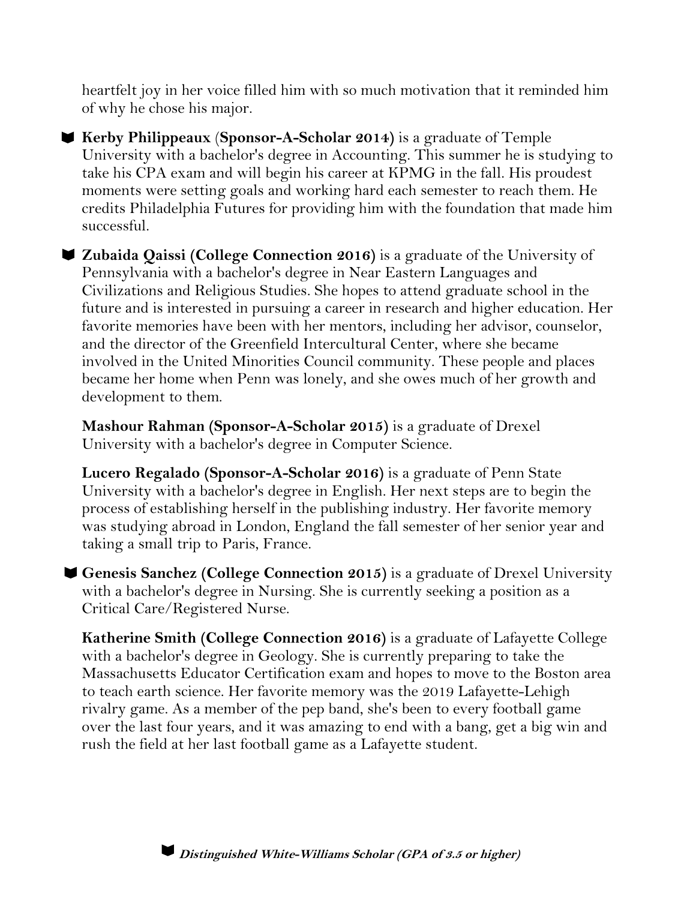heartfelt joy in her voice filled him with so much motivation that it reminded him of why he chose his major.

♥ **Kerby Philippeaux** (**Sponsor-A-Scholar 2014**) is a graduate of Temple University with a bachelor's degree in Accounting. This summer he is studying to take his CPA exam and will begin his career at KPMG in the fall. His proudest moments were setting goals and working hard each semester to reach them. He credits Philadelphia Futures for providing him with the foundation that made him successful.

♥ **Zubaida Qaissi (College Connection 2016)** is a graduate of the University of Pennsylvania with a bachelor's degree in Near Eastern Languages and Civilizations and Religious Studies. She hopes to attend graduate school in the future and is interested in pursuing a career in research and higher education. Her favorite memories have been with her mentors, including her advisor, counselor, and the director of the Greenfield Intercultural Center, where she became involved in the United Minorities Council community. These people and places became her home when Penn was lonely, and she owes much of her growth and development to them.

**Mashour Rahman (Sponsor-A-Scholar 2015)** is a graduate of Drexel University with a bachelor's degree in Computer Science.

**Lucero Regalado (Sponsor-A-Scholar 2016)** is a graduate of Penn State University with a bachelor's degree in English. Her next steps are to begin the process of establishing herself in the publishing industry. Her favorite memory was studying abroad in London, England the fall semester of her senior year and taking a small trip to Paris, France.

♥ **Genesis Sanchez (College Connection 2015)** is a graduate of Drexel University with a bachelor's degree in Nursing. She is currently seeking a position as a Critical Care/Registered Nurse.

**Katherine Smith (College Connection 2016)** is a graduate of Lafayette College with a bachelor's degree in Geology. She is currently preparing to take the Massachusetts Educator Certification exam and hopes to move to the Boston area to teach earth science. Her favorite memory was the 2019 Lafayette-Lehigh rivalry game. As a member of the pep band, she's been to every football game over the last four years, and it was amazing to end with a bang, get a big win and rush the field at her last football game as a Lafayette student.

♥ ***Distinguished White-Williams Scholar (GPA of 3.5 or higher)***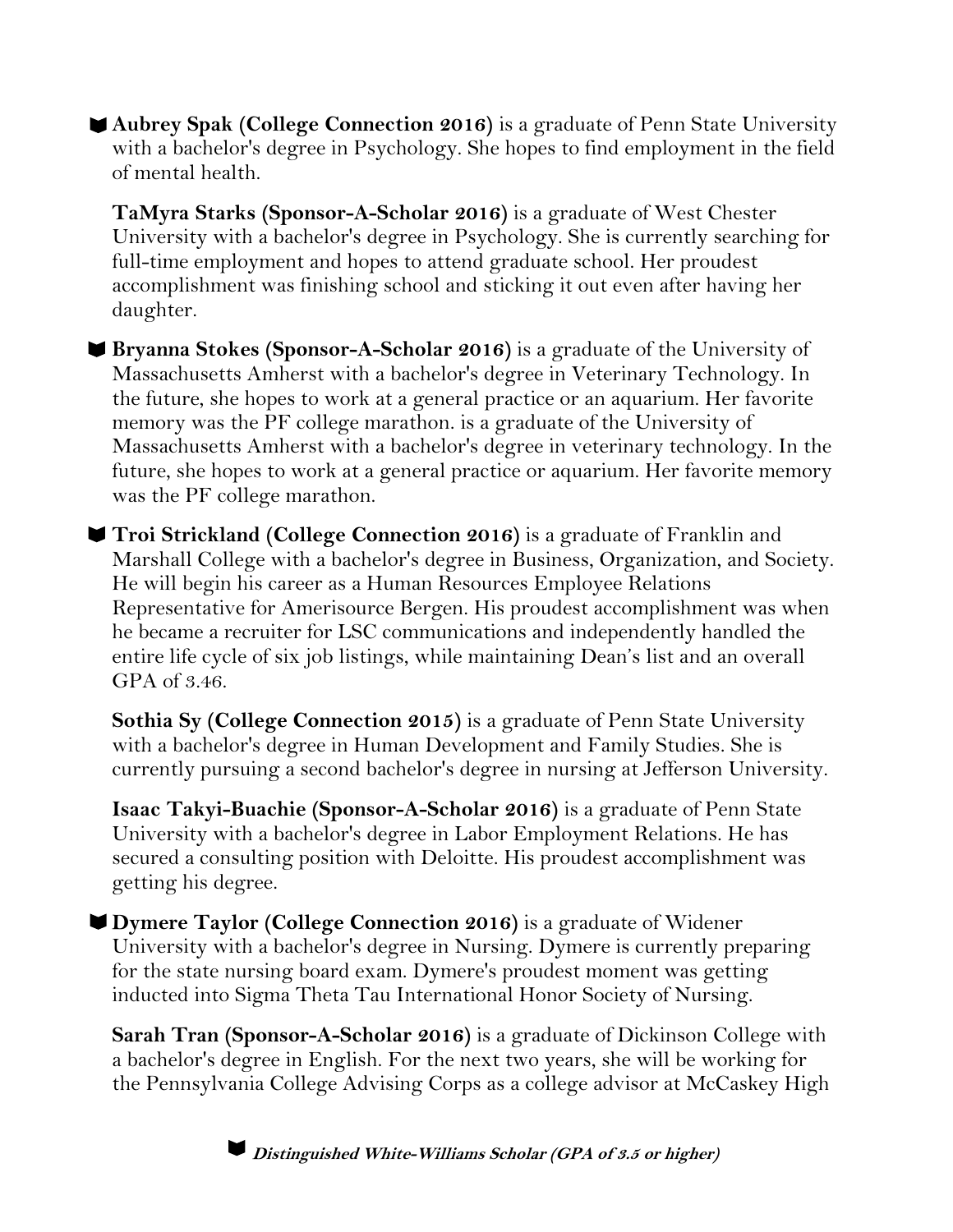🎓 **Aubrey Spak (College Connection 2016)** is a graduate of Penn State University with a bachelor's degree in Psychology. She hopes to find employment in the field of mental health.

**TaMyra Starks (Sponsor-A-Scholar 2016)** is a graduate of West Chester University with a bachelor's degree in Psychology. She is currently searching for full-time employment and hopes to attend graduate school. Her proudest accomplishment was finishing school and sticking it out even after having her daughter.

🎓 **Bryanna Stokes (Sponsor-A-Scholar 2016)** is a graduate of the University of Massachusetts Amherst with a bachelor's degree in Veterinary Technology. In the future, she hopes to work at a general practice or an aquarium. Her favorite memory was the PF college marathon. is a graduate of the University of Massachusetts Amherst with a bachelor's degree in veterinary technology. In the future, she hopes to work at a general practice or aquarium. Her favorite memory was the PF college marathon.

🎓 **Troi Strickland (College Connection 2016)** is a graduate of Franklin and Marshall College with a bachelor's degree in Business, Organization, and Society. He will begin his career as a Human Resources Employee Relations Representative for Amerisource Bergen. His proudest accomplishment was when he became a recruiter for LSC communications and independently handled the entire life cycle of six job listings, while maintaining Dean's list and an overall GPA of 3.46.

**Sothia Sy (College Connection 2015)** is a graduate of Penn State University with a bachelor's degree in Human Development and Family Studies. She is currently pursuing a second bachelor's degree in nursing at Jefferson University.

**Isaac Takyi-Buachie (Sponsor-A-Scholar 2016)** is a graduate of Penn State University with a bachelor's degree in Labor Employment Relations. He has secured a consulting position with Deloitte. His proudest accomplishment was getting his degree.

🎓 **Dymere Taylor (College Connection 2016)** is a graduate of Widener University with a bachelor's degree in Nursing. Dymere is currently preparing for the state nursing board exam. Dymere's proudest moment was getting inducted into Sigma Theta Tau International Honor Society of Nursing.

**Sarah Tran (Sponsor-A-Scholar 2016)** is a graduate of Dickinson College with a bachelor's degree in English. For the next two years, she will be working for the Pennsylvania College Advising Corps as a college advisor at McCaskey High

🎓 ***Distinguished White-Williams Scholar (GPA of 3.5 or higher)***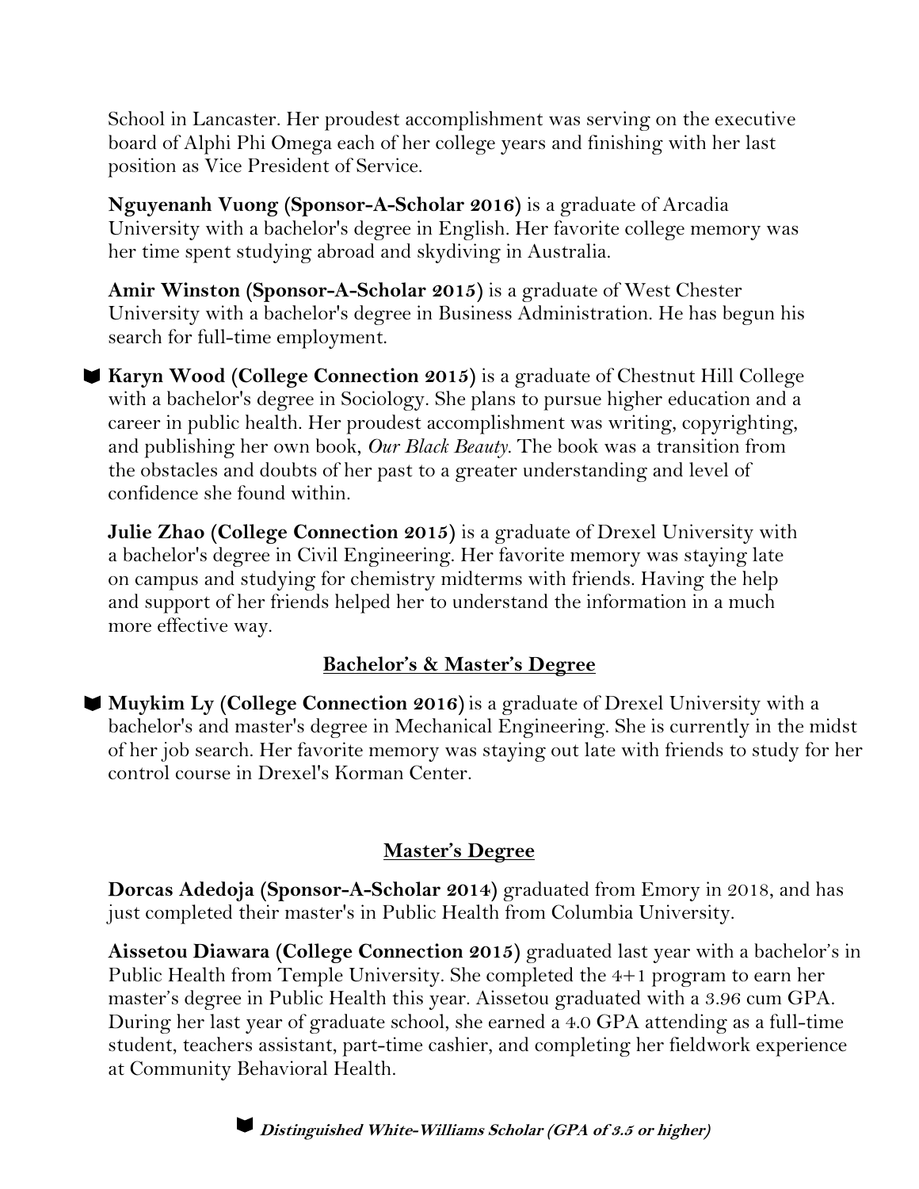School in Lancaster. Her proudest accomplishment was serving on the executive board of Alphi Phi Omega each of her college years and finishing with her last position as Vice President of Service.

**Nguyenanh Vuong (Sponsor-A-Scholar 2016)** is a graduate of Arcadia University with a bachelor's degree in English. Her favorite college memory was her time spent studying abroad and skydiving in Australia.

**Amir Winston (Sponsor-A-Scholar 2015)** is a graduate of West Chester University with a bachelor's degree in Business Administration. He has begun his search for full-time employment.

📖 **Karyn Wood (College Connection 2015)** is a graduate of Chestnut Hill College with a bachelor's degree in Sociology. She plans to pursue higher education and a career in public health. Her proudest accomplishment was writing, copyrighting, and publishing her own book, *Our Black Beauty*. The book was a transition from the obstacles and doubts of her past to a greater understanding and level of confidence she found within.

**Julie Zhao (College Connection 2015)** is a graduate of Drexel University with a bachelor's degree in Civil Engineering. Her favorite memory was staying late on campus and studying for chemistry midterms with friends. Having the help and support of her friends helped her to understand the information in a much more effective way.

## Bachelor's & Master's Degree

📖 **Muykim Ly (College Connection 2016)** is a graduate of Drexel University with a bachelor's and master's degree in Mechanical Engineering. She is currently in the midst of her job search. Her favorite memory was staying out late with friends to study for her control course in Drexel's Korman Center.

## Master's Degree

**Dorcas Adedoja (Sponsor-A-Scholar 2014)** graduated from Emory in 2018, and has just completed their master's in Public Health from Columbia University.

**Aissetou Diawara (College Connection 2015)** graduated last year with a bachelor's in Public Health from Temple University. She completed the 4+1 program to earn her master's degree in Public Health this year. Aissetou graduated with a 3.96 cum GPA. During her last year of graduate school, she earned a 4.0 GPA attending as a full-time student, teachers assistant, part-time cashier, and completing her fieldwork experience at Community Behavioral Health.

📖 ***Distinguished White-Williams Scholar (GPA of 3.5 or higher)***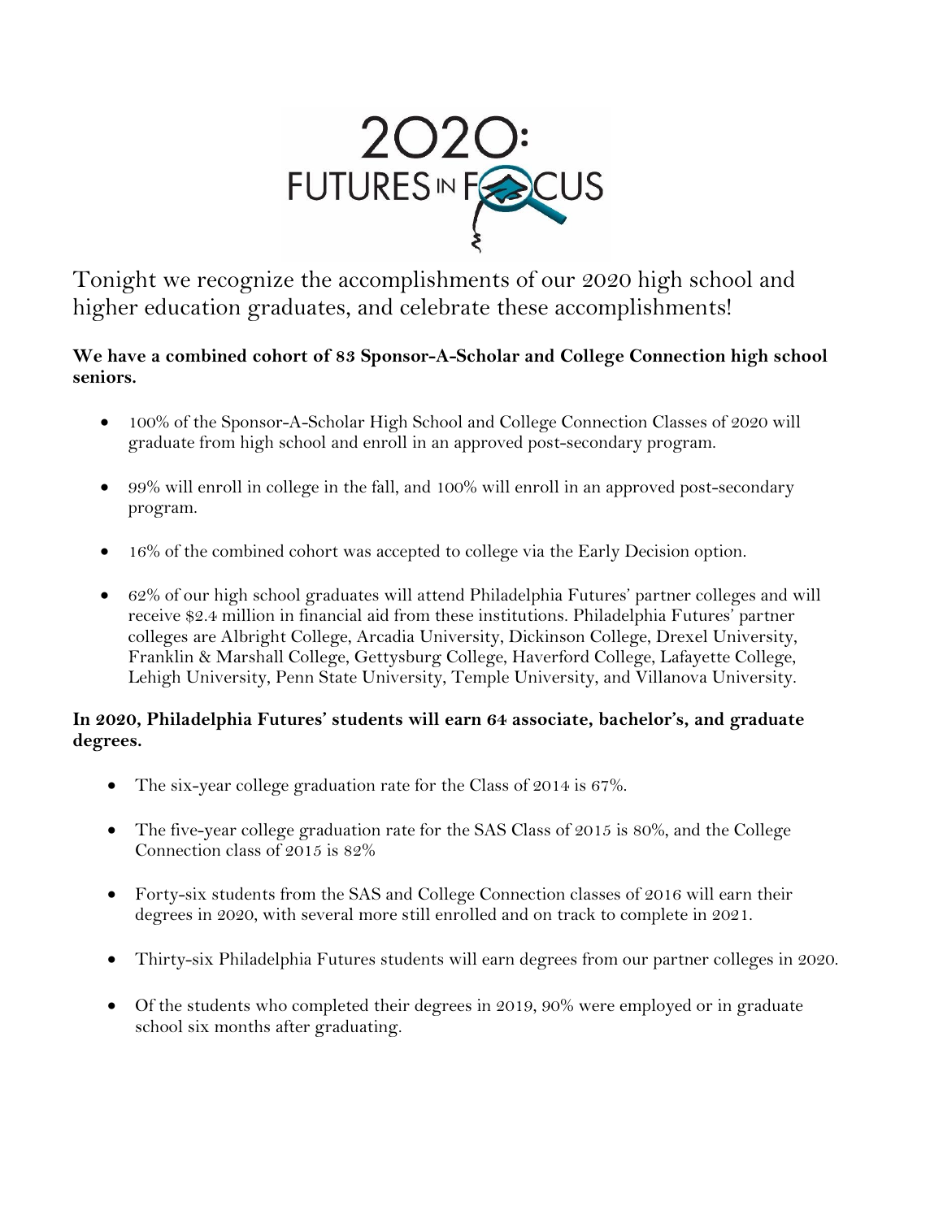# 2020: FUTURES IN FOCUS

Tonight we recognize the accomplishments of our 2020 high school and higher education graduates, and celebrate these accomplishments!

**We have a combined cohort of 83 Sponsor-A-Scholar and College Connection high school seniors.**

- 100% of the Sponsor-A-Scholar High School and College Connection Classes of 2020 will graduate from high school and enroll in an approved post-secondary program.
- 99% will enroll in college in the fall, and 100% will enroll in an approved post-secondary program.
- 16% of the combined cohort was accepted to college via the Early Decision option.
- 62% of our high school graduates will attend Philadelphia Futures' partner colleges and will receive $2.4 million in financial aid from these institutions. Philadelphia Futures' partner colleges are Albright College, Arcadia University, Dickinson College, Drexel University, Franklin & Marshall College, Gettysburg College, Haverford College, Lafayette College, Lehigh University, Penn State University, Temple University, and Villanova University.

**In 2020, Philadelphia Futures' students will earn 64 associate, bachelor's, and graduate degrees.**

- The six-year college graduation rate for the Class of 2014 is 67%.
- The five-year college graduation rate for the SAS Class of 2015 is 80%, and the College Connection class of 2015 is 82%
- Forty-six students from the SAS and College Connection classes of 2016 will earn their degrees in 2020, with several more still enrolled and on track to complete in 2021.
- Thirty-six Philadelphia Futures students will earn degrees from our partner colleges in 2020.
- Of the students who completed their degrees in 2019, 90% were employed or in graduate school six months after graduating.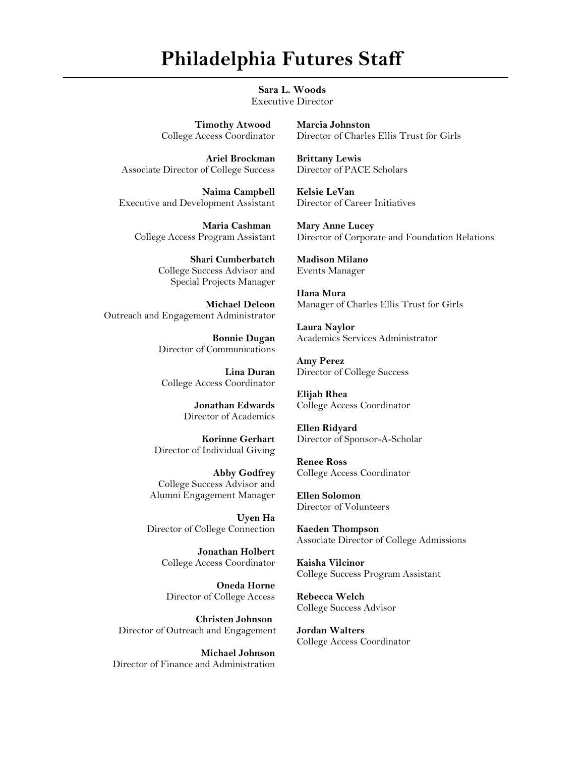# Philadelphia Futures Staff

**Sara L. Woods**
Executive Director

**Timothy Atwood**
College Access Coordinator

**Ariel Brockman**
Associate Director of College Success

**Naima Campbell**
Executive and Development Assistant

**Maria Cashman**
College Access Program Assistant

**Shari Cumberbatch**
College Success Advisor and Special Projects Manager

**Michael Deleon**
Outreach and Engagement Administrator

**Bonnie Dugan**
Director of Communications

**Lina Duran**
College Access Coordinator

**Jonathan Edwards**
Director of Academics

**Korinne Gerhart**
Director of Individual Giving

**Abby Godfrey**
College Success Advisor and Alumni Engagement Manager

**Uyen Ha**
Director of College Connection

**Jonathan Holbert**
College Access Coordinator

**Oneda Horne**
Director of College Access

**Christen Johnson**
Director of Outreach and Engagement

**Michael Johnson**
Director of Finance and Administration

**Marcia Johnston**
Director of Charles Ellis Trust for Girls

**Brittany Lewis**
Director of PACE Scholars

**Kelsie LeVan**
Director of Career Initiatives

**Mary Anne Lucey**
Director of Corporate and Foundation Relations

**Madison Milano**
Events Manager

**Hana Mura**
Manager of Charles Ellis Trust for Girls

**Laura Naylor**
Academics Services Administrator

**Amy Perez**
Director of College Success

**Elijah Rhea**
College Access Coordinator

**Ellen Ridyard**
Director of Sponsor-A-Scholar

**Renee Ross**
College Access Coordinator

**Ellen Solomon**
Director of Volunteers

**Kaeden Thompson**
Associate Director of College Admissions

**Kaisha Vilcinor**
College Success Program Assistant

**Rebecca Welch**
College Success Advisor

**Jordan Walters**
College Access Coordinator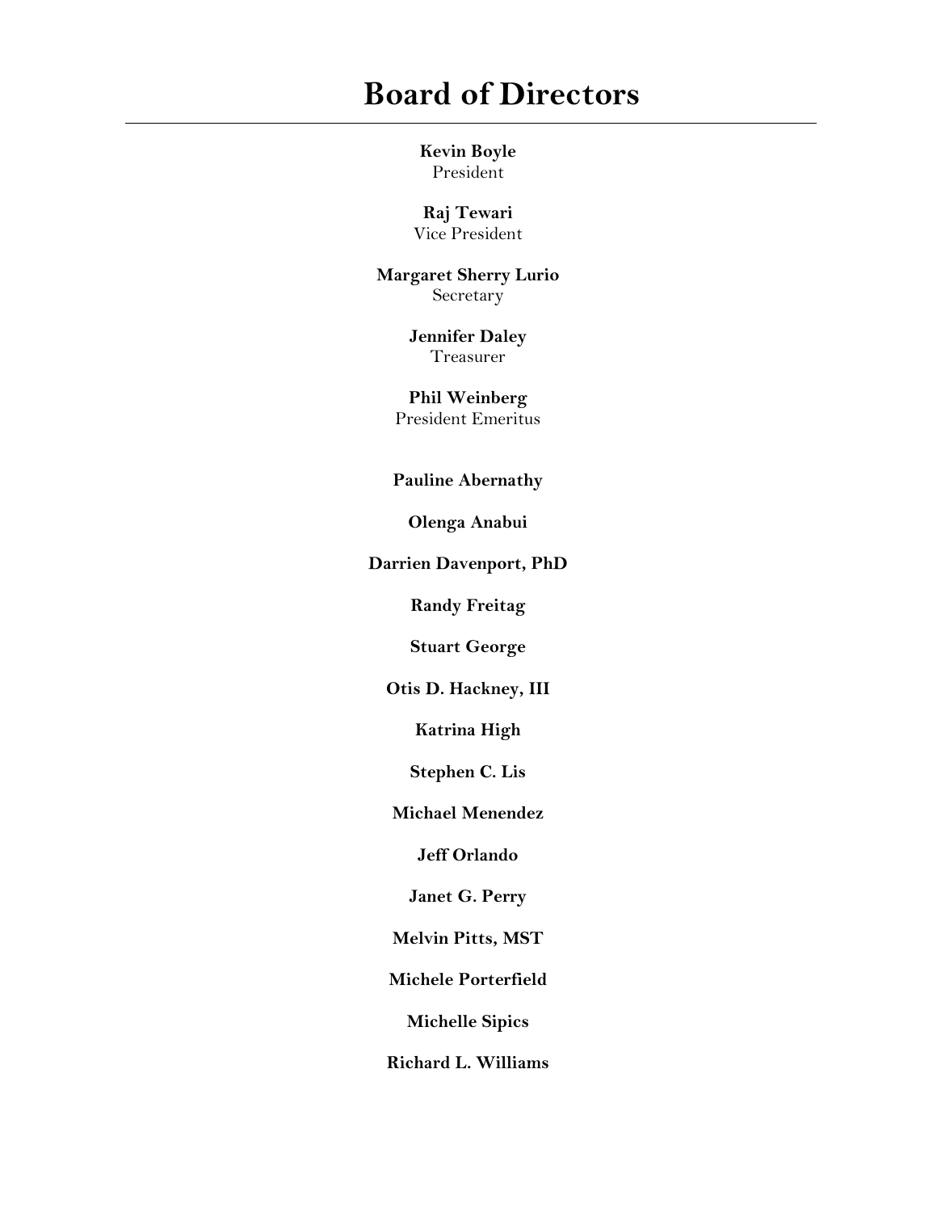# Board of Directors

**Kevin Boyle**
President

**Raj Tewari**
Vice President

**Margaret Sherry Lurio**
Secretary

**Jennifer Daley**
Treasurer

**Phil Weinberg**
President Emeritus

**Pauline Abernathy**

**Olenga Anabui**

**Darrien Davenport, PhD**

**Randy Freitag**

**Stuart George**

**Otis D. Hackney, III**

**Katrina High**

**Stephen C. Lis**

**Michael Menendez**

**Jeff Orlando**

**Janet G. Perry**

**Melvin Pitts, MST**

**Michele Porterfield**

**Michelle Sipics**

**Richard L. Williams**